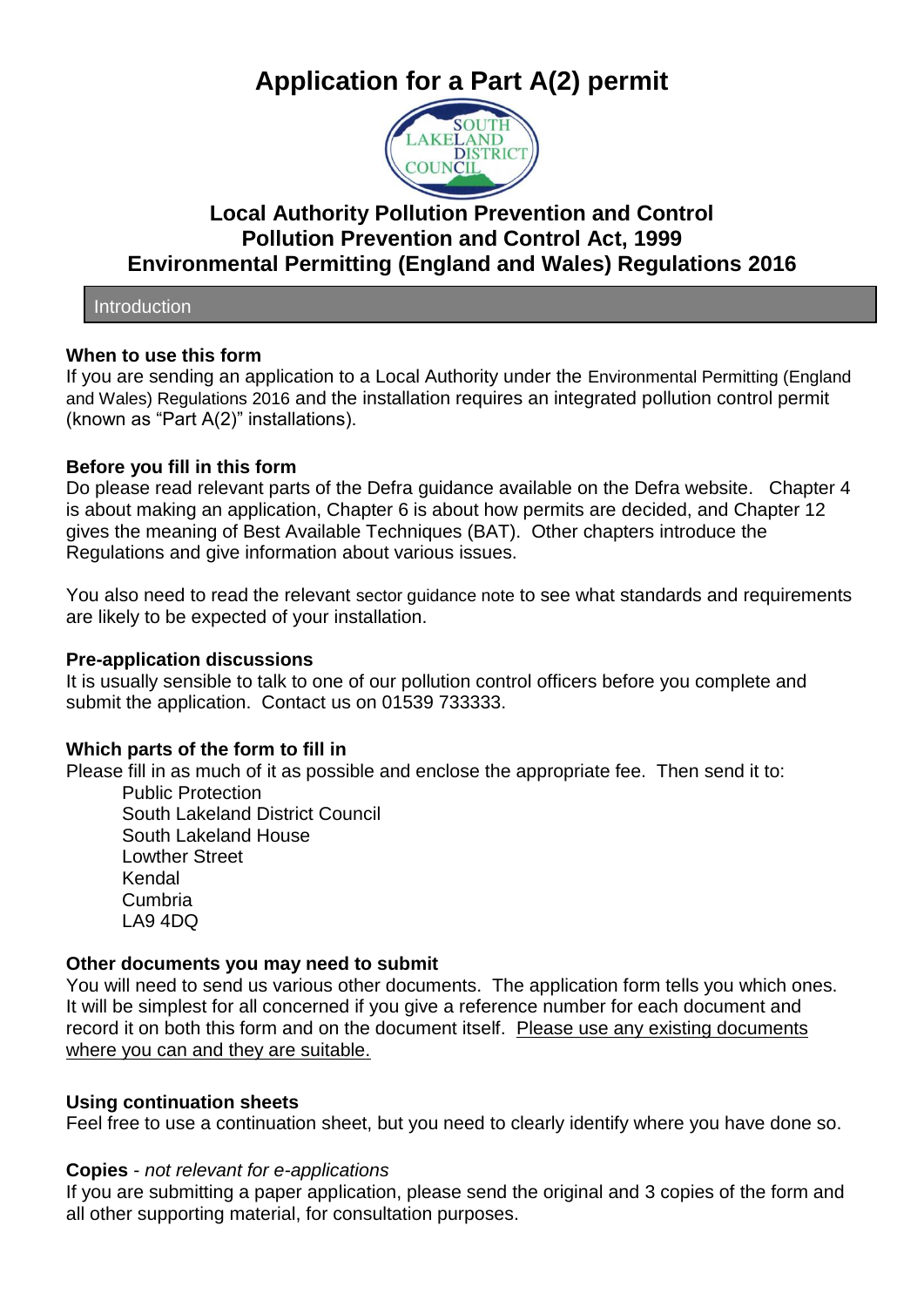# Application for a Part A(2) permit

## Local Authority Pollution Prevention and Control
## Pollution Prevention and Control Act, 1999
## Environmental Permitting (England and Wales) Regulations 2016

## Introduction

**When to use this form**
If you are sending an application to a Local Authority under the Environmental Permitting (England and Wales) Regulations 2016 and the installation requires an integrated pollution control permit (known as "Part A(2)" installations).

**Before you fill in this form**
Do please read relevant parts of the Defra guidance available on the Defra website. Chapter 4 is about making an application, Chapter 6 is about how permits are decided, and Chapter 12 gives the meaning of Best Available Techniques (BAT). Other chapters introduce the Regulations and give information about various issues.

You also need to read the relevant sector guidance note to see what standards and requirements are likely to be expected of your installation.

**Pre-application discussions**
It is usually sensible to talk to one of our pollution control officers before you complete and submit the application. Contact us on 01539 733333.

**Which parts of the form to fill in**
Please fill in as much of it as possible and enclose the appropriate fee. Then send it to:

Public Protection
South Lakeland District Council
South Lakeland House
Lowther Street
Kendal
Cumbria
LA9 4DQ

**Other documents you may need to submit**
You will need to send us various other documents. The application form tells you which ones. It will be simplest for all concerned if you give a reference number for each document and record it on both this form and on the document itself. Please use any existing documents where you can and they are suitable.

**Using continuation sheets**
Feel free to use a continuation sheet, but you need to clearly identify where you have done so.

**Copies** - *not relevant for e-applications*
If you are submitting a paper application, please send the original and 3 copies of the form and all other supporting material, for consultation purposes.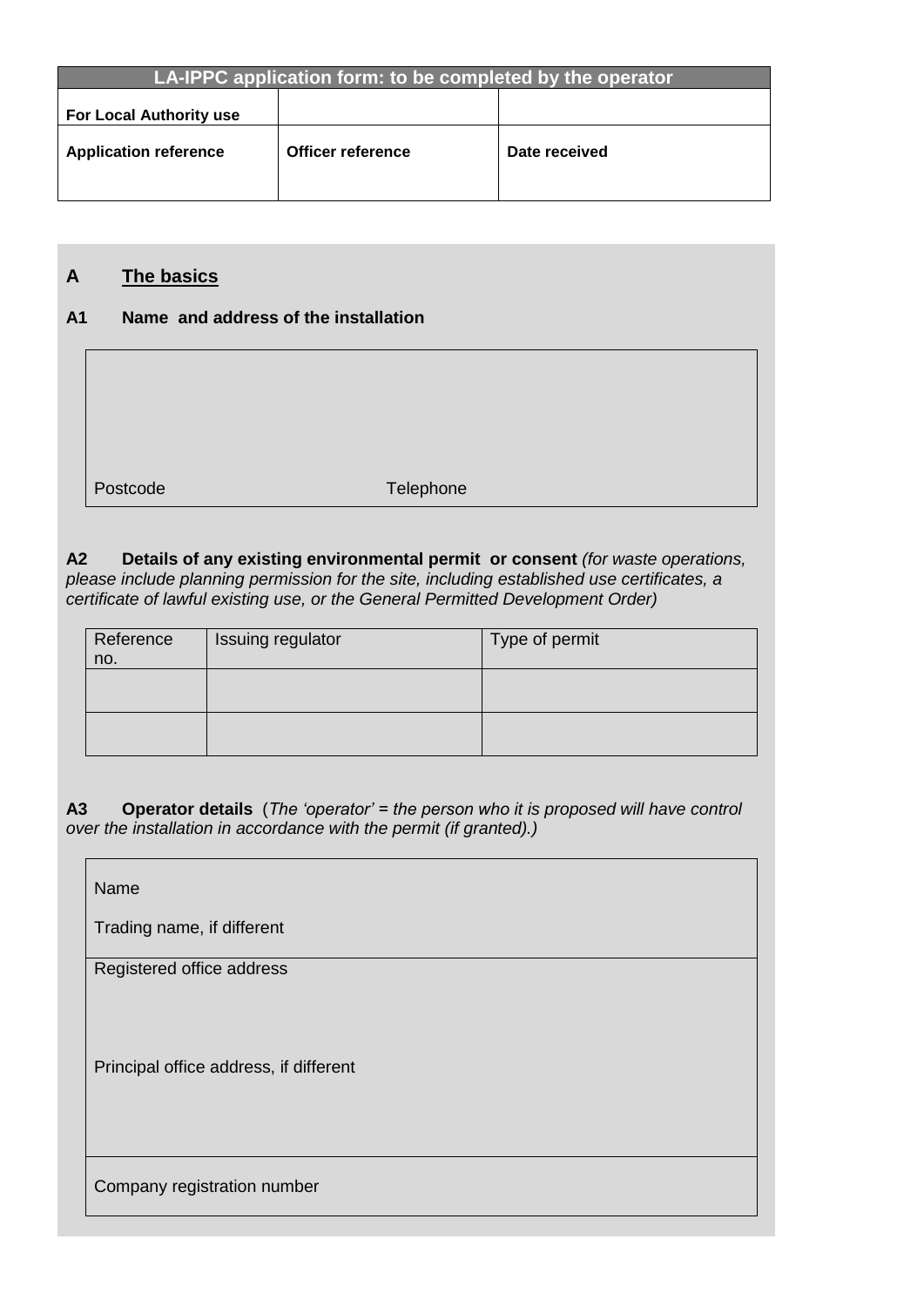| LA-IPPC application form: to be completed by the operator | | |
|---|---|---|
| **For Local Authority use** | | |
| **Application reference** | **Officer reference** | **Date received** |

## A The basics

### A1 Name and address of the installation

| |
|---|
| Postcode Telephone |

### A2 Details of any existing environmental permit or consent

*(for waste operations, please include planning permission for the site, including established use certificates, a certificate of lawful existing use, or the General Permitted Development Order)*

| Reference no. | Issuing regulator | Type of permit |
|---|---|---|
| | | |
| | | |

### A3 Operator details

(*The 'operator' = the person who it is proposed will have control over the installation in accordance with the permit (if granted).)*

| |
|---|
| Name<br><br>Trading name, if different |
| Registered office address<br><br>Principal office address, if different |
| Company registration number |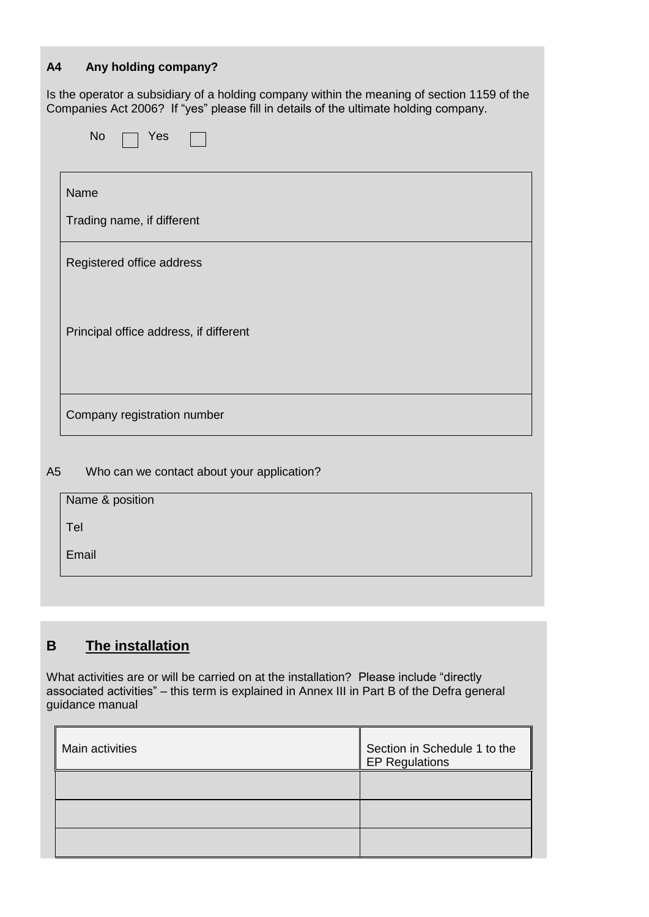### A4 Any holding company?

Is the operator a subsidiary of a holding company within the meaning of section 1159 of the Companies Act 2006? If "yes" please fill in details of the ultimate holding company.

No ☐ Yes ☐

| |
|---|
| Name<br><br>Trading name, if different |
| Registered office address<br><br><br>Principal office address, if different |
| Company registration number |

A5 Who can we contact about your application?

| |
|---|
| Name & position<br><br>Tel<br><br>Email |

## B The installation

What activities are or will be carried on at the installation? Please include "directly associated activities" – this term is explained in Annex III in Part B of the Defra general guidance manual

| Main activities | Section in Schedule 1 to the EP Regulations |
|---|---|
| | |
| | |
| | |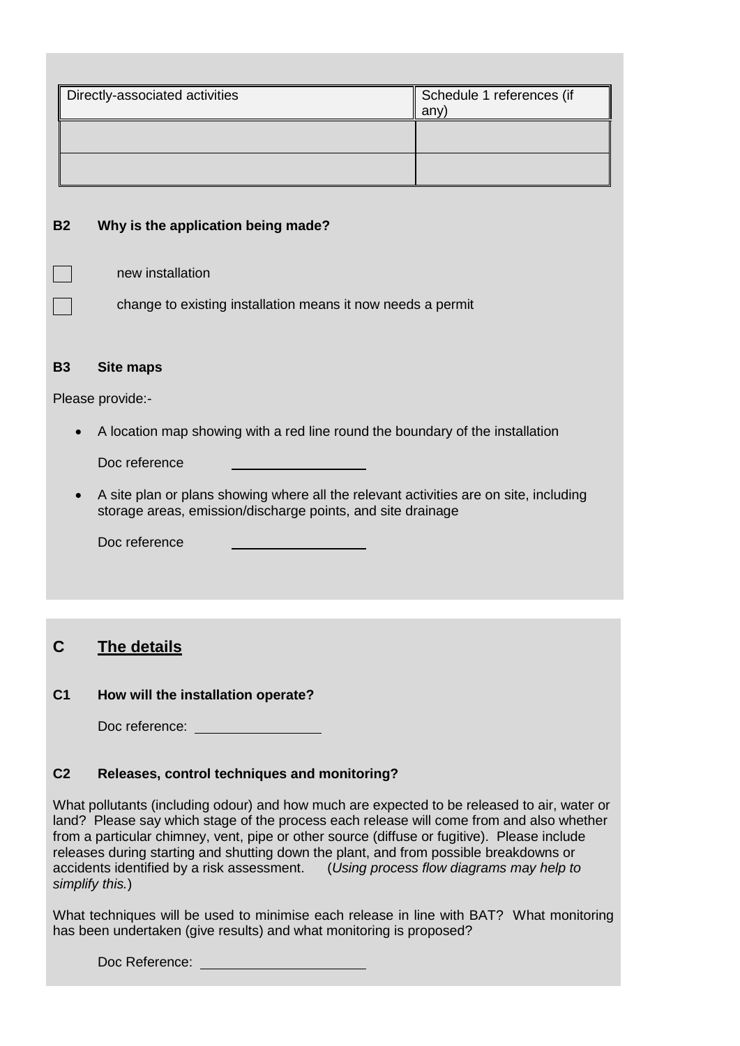| Directly-associated activities | Schedule 1 references (if any) |
| --- | --- |
| | |
| | |

**B2 Why is the application being made?**

☐ new installation

☐ change to existing installation means it now needs a permit

**B3 Site maps**

Please provide:-

- A location map showing with a red line round the boundary of the installation

  Doc reference \_\_\_\_\_\_\_\_\_\_\_\_\_\_\_\_\_\_

- A site plan or plans showing where all the relevant activities are on site, including storage areas, emission/discharge points, and site drainage

  Doc reference \_\_\_\_\_\_\_\_\_\_\_\_\_\_\_\_\_\_

## C The details

**C1 How will the installation operate?**

Doc reference: \_\_\_\_\_\_\_\_\_\_\_\_\_\_\_\_\_\_

**C2 Releases, control techniques and monitoring?**

What pollutants (including odour) and how much are expected to be released to air, water or land? Please say which stage of the process each release will come from and also whether from a particular chimney, vent, pipe or other source (diffuse or fugitive). Please include releases during starting and shutting down the plant, and from possible breakdowns or accidents identified by a risk assessment. (*Using process flow diagrams may help to simplify this.*)

What techniques will be used to minimise each release in line with BAT? What monitoring has been undertaken (give results) and what monitoring is proposed?

Doc Reference: \_\_\_\_\_\_\_\_\_\_\_\_\_\_\_\_\_\_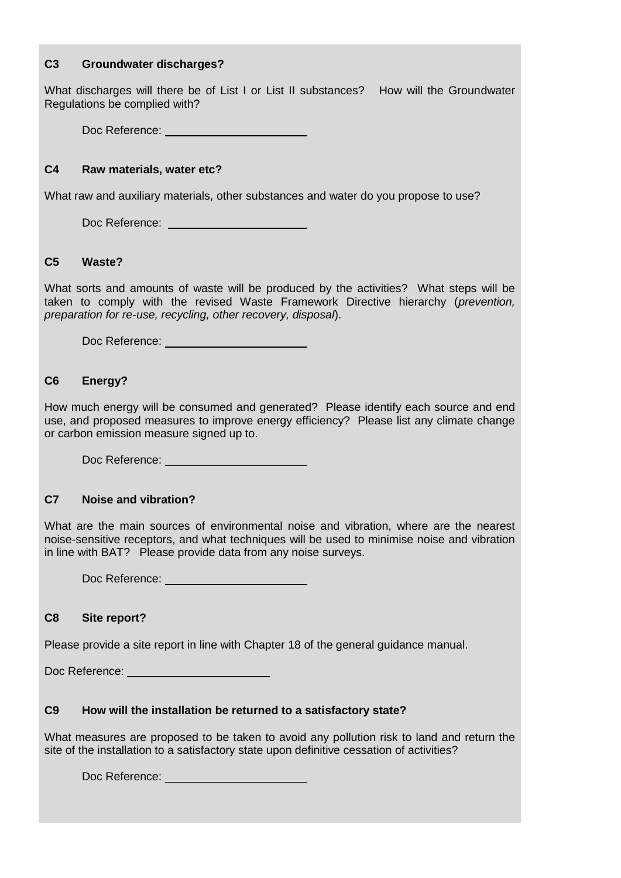### C3 Groundwater discharges?

What discharges will there be of List I or List II substances? How will the Groundwater Regulations be complied with?

Doc Reference: ______________________

### C4 Raw materials, water etc?

What raw and auxiliary materials, other substances and water do you propose to use?

Doc Reference: ______________________

### C5 Waste?

What sorts and amounts of waste will be produced by the activities? What steps will be taken to comply with the revised Waste Framework Directive hierarchy (*prevention, preparation for re-use, recycling, other recovery, disposal*).

Doc Reference: ______________________

### C6 Energy?

How much energy will be consumed and generated? Please identify each source and end use, and proposed measures to improve energy efficiency? Please list any climate change or carbon emission measure signed up to.

Doc Reference: ______________________

### C7 Noise and vibration?

What are the main sources of environmental noise and vibration, where are the nearest noise-sensitive receptors, and what techniques will be used to minimise noise and vibration in line with BAT? Please provide data from any noise surveys.

Doc Reference: ______________________

### C8 Site report?

Please provide a site report in line with Chapter 18 of the general guidance manual.

Doc Reference: ______________________

### C9 How will the installation be returned to a satisfactory state?

What measures are proposed to be taken to avoid any pollution risk to land and return the site of the installation to a satisfactory state upon definitive cessation of activities?

Doc Reference: ______________________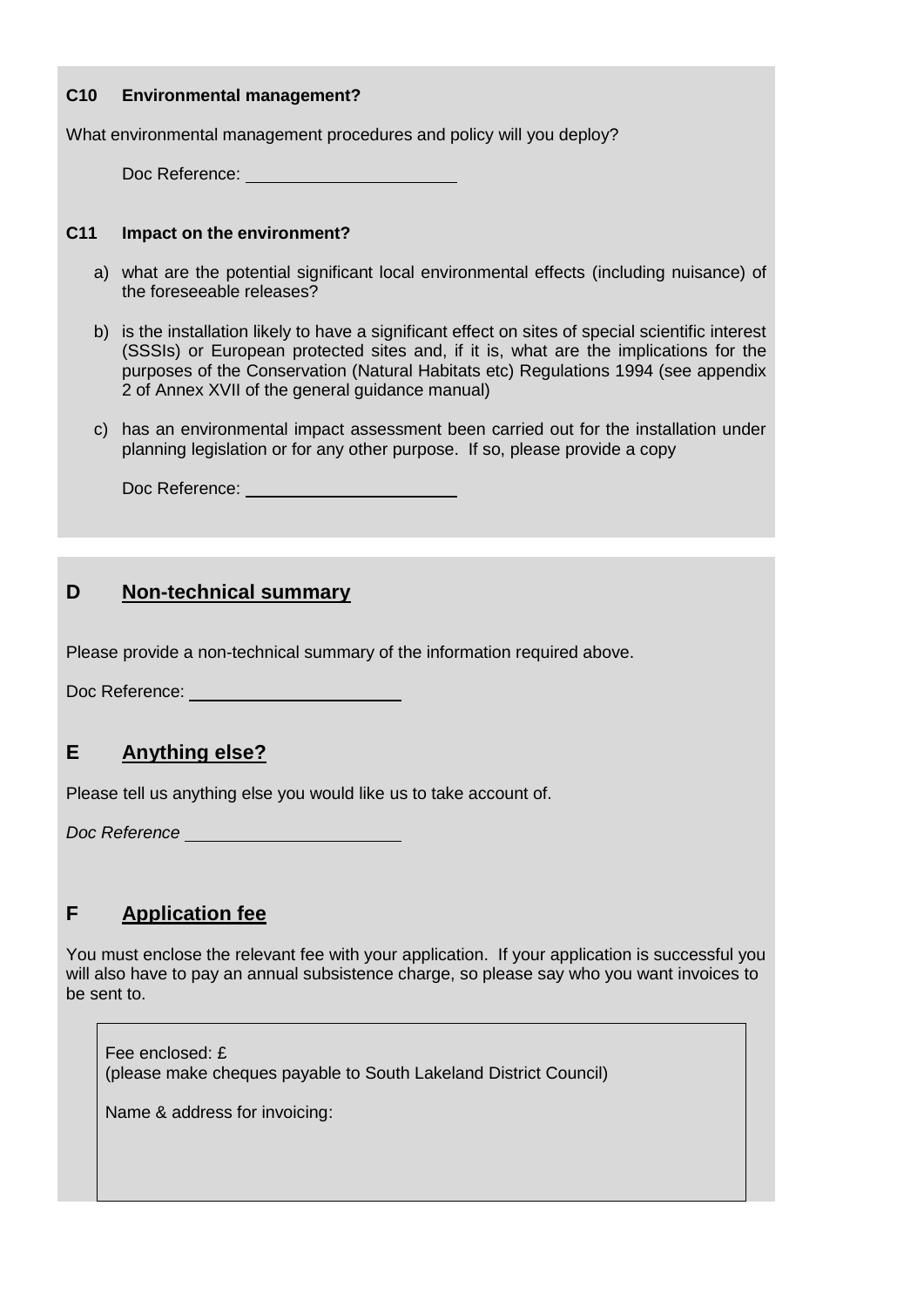**C10 Environmental management?**

What environmental management procedures and policy will you deploy?

Doc Reference: \_\_\_\_\_\_\_\_\_\_\_\_\_\_\_\_\_\_\_\_\_\_

**C11 Impact on the environment?**

a) what are the potential significant local environmental effects (including nuisance) of the foreseeable releases?

b) is the installation likely to have a significant effect on sites of special scientific interest (SSSIs) or European protected sites and, if it is, what are the implications for the purposes of the Conservation (Natural Habitats etc) Regulations 1994 (see appendix 2 of Annex XVII of the general guidance manual)

c) has an environmental impact assessment been carried out for the installation under planning legislation or for any other purpose. If so, please provide a copy

Doc Reference: \_\_\_\_\_\_\_\_\_\_\_\_\_\_\_\_\_\_\_\_\_\_

## D Non-technical summary

Please provide a non-technical summary of the information required above.

Doc Reference: \_\_\_\_\_\_\_\_\_\_\_\_\_\_\_\_\_\_\_\_\_\_

## E Anything else?

Please tell us anything else you would like us to take account of.

*Doc Reference* \_\_\_\_\_\_\_\_\_\_\_\_\_\_\_\_\_\_\_\_\_\_

## F Application fee

You must enclose the relevant fee with your application. If your application is successful you will also have to pay an annual subsistence charge, so please say who you want invoices to be sent to.

Fee enclosed: £
(please make cheques payable to South Lakeland District Council)

Name & address for invoicing: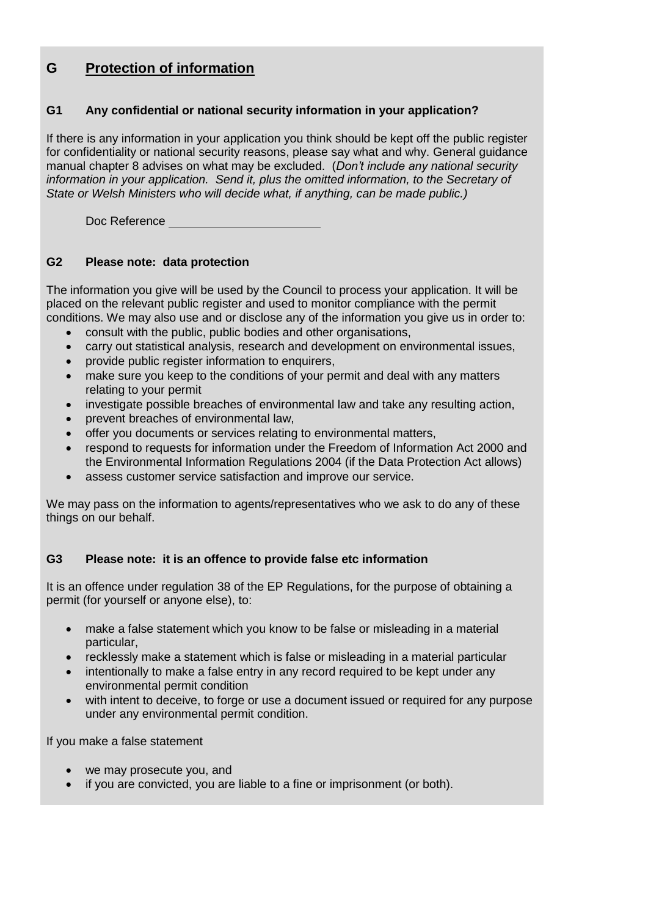## G Protection of information

### G1 Any confidential or national security information in your application?

If there is any information in your application you think should be kept off the public register for confidentiality or national security reasons, please say what and why. General guidance manual chapter 8 advises on what may be excluded. (*Don't include any national security information in your application. Send it, plus the omitted information, to the Secretary of State or Welsh Ministers who will decide what, if anything, can be made public.)*

Doc Reference ______________________

### G2 Please note: data protection

The information you give will be used by the Council to process your application. It will be placed on the relevant public register and used to monitor compliance with the permit conditions. We may also use and or disclose any of the information you give us in order to:

- consult with the public, public bodies and other organisations,
- carry out statistical analysis, research and development on environmental issues,
- provide public register information to enquirers,
- make sure you keep to the conditions of your permit and deal with any matters relating to your permit
- investigate possible breaches of environmental law and take any resulting action,
- prevent breaches of environmental law,
- offer you documents or services relating to environmental matters,
- respond to requests for information under the Freedom of Information Act 2000 and the Environmental Information Regulations 2004 (if the Data Protection Act allows)
- assess customer service satisfaction and improve our service.

We may pass on the information to agents/representatives who we ask to do any of these things on our behalf.

### G3 Please note: it is an offence to provide false etc information

It is an offence under regulation 38 of the EP Regulations, for the purpose of obtaining a permit (for yourself or anyone else), to:

- make a false statement which you know to be false or misleading in a material particular,
- recklessly make a statement which is false or misleading in a material particular
- intentionally to make a false entry in any record required to be kept under any environmental permit condition
- with intent to deceive, to forge or use a document issued or required for any purpose under any environmental permit condition.

If you make a false statement

- we may prosecute you, and
- if you are convicted, you are liable to a fine or imprisonment (or both).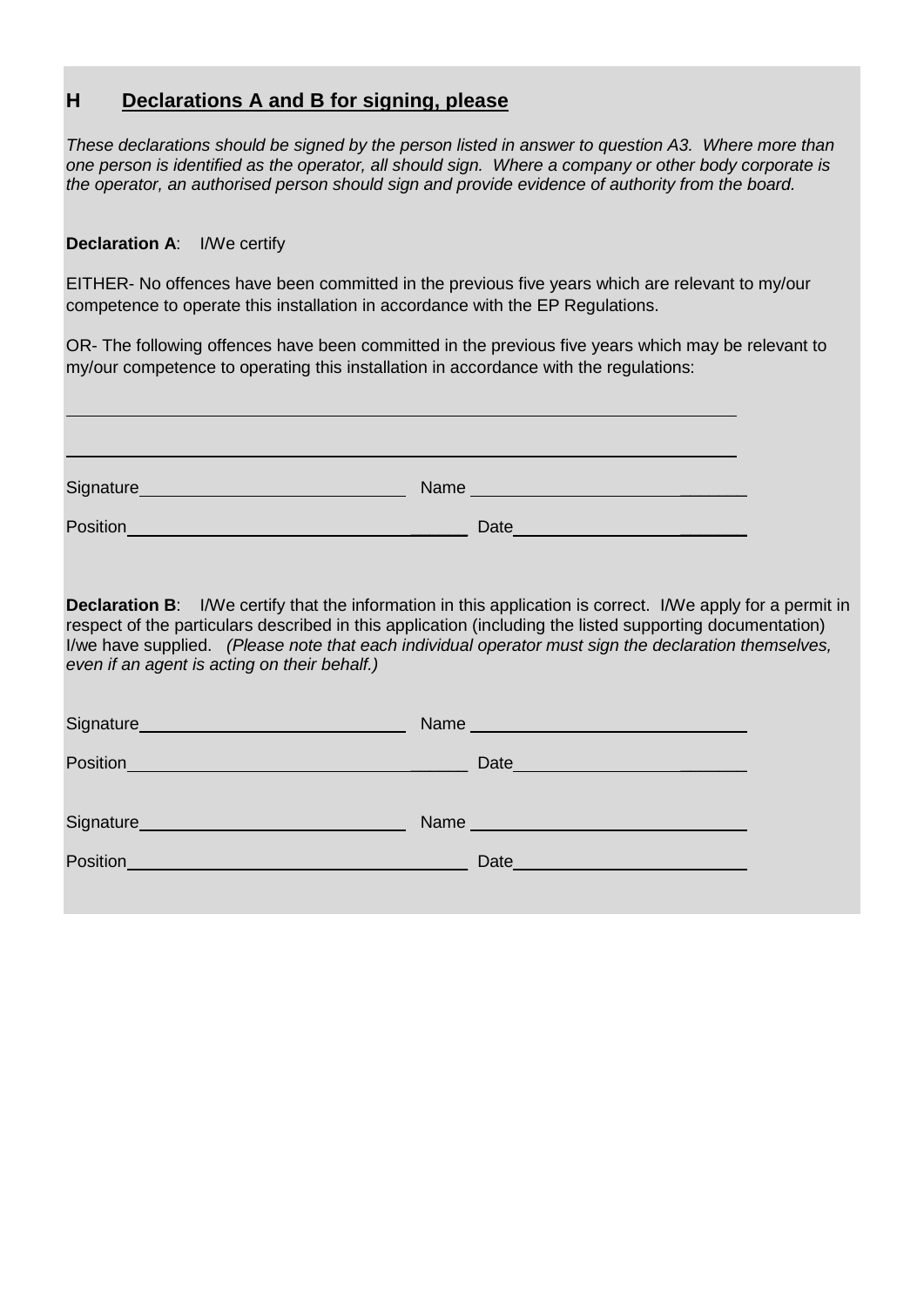## H Declarations A and B for signing, please

*These declarations should be signed by the person listed in answer to question A3. Where more than one person is identified as the operator, all should sign. Where a company or other body corporate is the operator, an authorised person should sign and provide evidence of authority from the board.*

**Declaration A**: I/We certify

EITHER- No offences have been committed in the previous five years which are relevant to my/our competence to operate this installation in accordance with the EP Regulations.

OR- The following offences have been committed in the previous five years which may be relevant to my/our competence to operating this installation in accordance with the regulations:

\_\_\_\_\_\_\_\_\_\_\_\_\_\_\_\_\_\_\_\_\_\_\_\_\_\_\_\_\_\_\_\_\_\_\_\_\_\_\_\_\_\_\_\_\_\_\_\_\_\_\_\_\_\_\_\_\_\_\_\_

\_\_\_\_\_\_\_\_\_\_\_\_\_\_\_\_\_\_\_\_\_\_\_\_\_\_\_\_\_\_\_\_\_\_\_\_\_\_\_\_\_\_\_\_\_\_\_\_\_\_\_\_\_\_\_\_\_\_\_\_

Signature\_\_\_\_\_\_\_\_\_\_\_\_\_\_\_\_\_\_\_\_\_\_\_\_ Name \_\_\_\_\_\_\_\_\_\_\_\_\_\_\_\_\_\_\_\_\_\_\_\_

Position\_\_\_\_\_\_\_\_\_\_\_\_\_\_\_\_\_\_\_\_\_\_\_\_\_\_\_\_ Date\_\_\_\_\_\_\_\_\_\_\_\_\_\_\_\_\_\_\_\_\_\_

**Declaration B**: I/We certify that the information in this application is correct. I/We apply for a permit in respect of the particulars described in this application (including the listed supporting documentation) I/we have supplied. *(Please note that each individual operator must sign the declaration themselves, even if an agent is acting on their behalf.)*

Signature\_\_\_\_\_\_\_\_\_\_\_\_\_\_\_\_\_\_\_\_\_\_\_\_ Name \_\_\_\_\_\_\_\_\_\_\_\_\_\_\_\_\_\_\_\_\_\_\_\_

Position\_\_\_\_\_\_\_\_\_\_\_\_\_\_\_\_\_\_\_\_\_\_\_\_\_\_\_\_ Date\_\_\_\_\_\_\_\_\_\_\_\_\_\_\_\_\_\_\_\_\_\_

Signature\_\_\_\_\_\_\_\_\_\_\_\_\_\_\_\_\_\_\_\_\_\_\_\_ Name \_\_\_\_\_\_\_\_\_\_\_\_\_\_\_\_\_\_\_\_\_\_\_\_

Position\_\_\_\_\_\_\_\_\_\_\_\_\_\_\_\_\_\_\_\_\_\_\_\_\_\_\_\_ Date\_\_\_\_\_\_\_\_\_\_\_\_\_\_\_\_\_\_\_\_\_\_